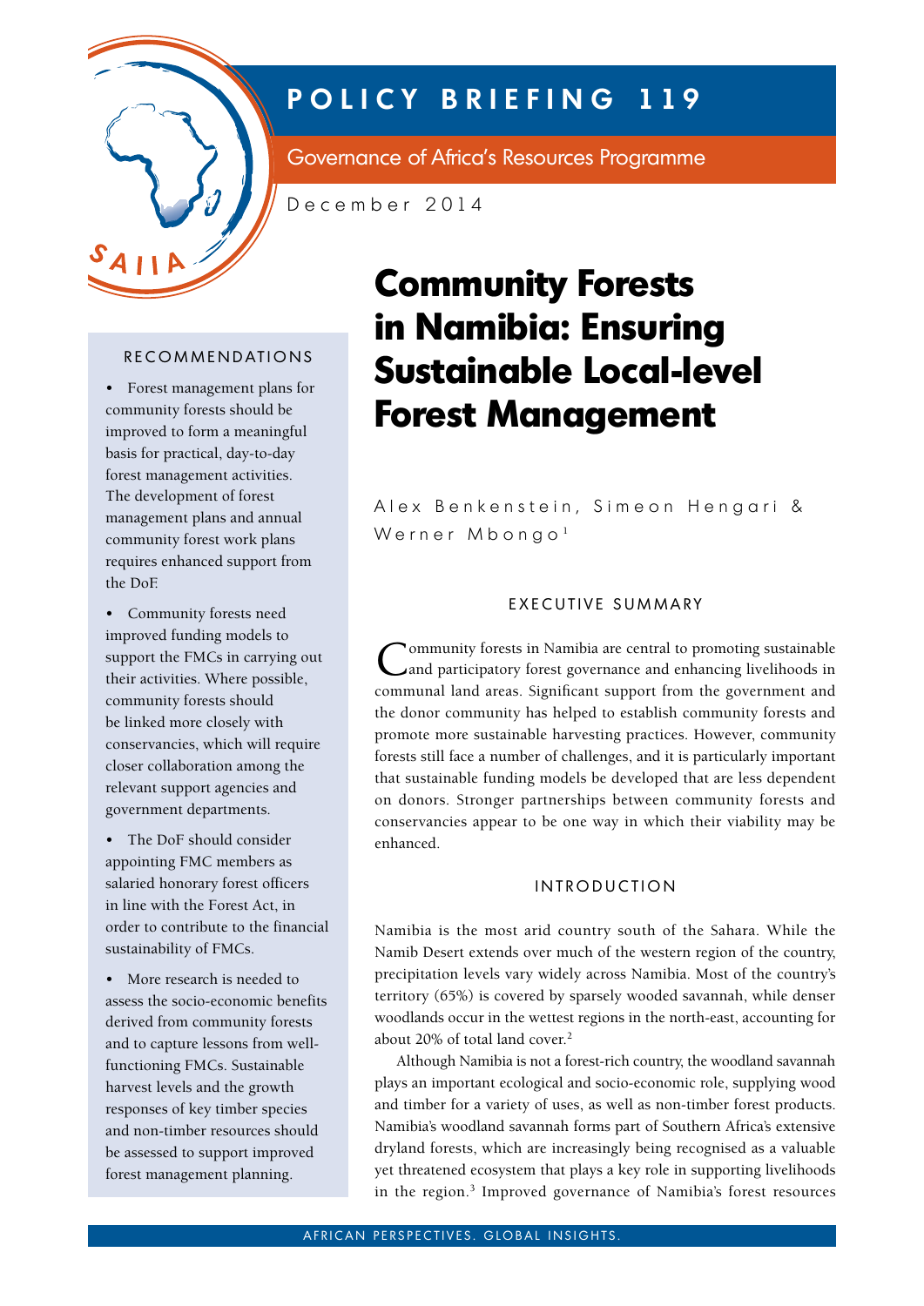# POLICY BRIEFING 119

Governance of Africa's Resources Programme

December 2014

# Community Forests in Namibia: Ensuring Sustainable Local-level Forest Management

Alex Benkenstein, Simeon Hengari & Werner Mbongo[1]

## RECOMMENDATIONS

- Forest management plans for community forests should be improved to form a meaningful basis for practical, day-to-day forest management activities. The development of forest management plans and annual community forest work plans requires enhanced support from the DoF.
- Community forests need improved funding models to support the FMCs in carrying out their activities. Where possible, community forests should be linked more closely with conservancies, which will require closer collaboration among the relevant support agencies and government departments.
- The DoF should consider appointing FMC members as salaried honorary forest officers in line with the Forest Act, in order to contribute to the financial sustainability of FMCs.
- More research is needed to assess the socio-economic benefits derived from community forests and to capture lessons from well-functioning FMCs. Sustainable harvest levels and the growth responses of key timber species and non-timber resources should be assessed to support improved forest management planning.

## EXECUTIVE SUMMARY

Community forests in Namibia are central to promoting sustainable and participatory forest governance and enhancing livelihoods in communal land areas. Significant support from the government and the donor community has helped to establish community forests and promote more sustainable harvesting practices. However, community forests still face a number of challenges, and it is particularly important that sustainable funding models be developed that are less dependent on donors. Stronger partnerships between community forests and conservancies appear to be one way in which their viability may be enhanced.

## INTRODUCTION

Namibia is the most arid country south of the Sahara. While the Namib Desert extends over much of the western region of the country, precipitation levels vary widely across Namibia. Most of the country's territory (65%) is covered by sparsely wooded savannah, while denser woodlands occur in the wettest regions in the north-east, accounting for about 20% of total land cover.[2]

Although Namibia is not a forest-rich country, the woodland savannah plays an important ecological and socio-economic role, supplying wood and timber for a variety of uses, as well as non-timber forest products. Namibia's woodland savannah forms part of Southern Africa's extensive dryland forests, which are increasingly being recognised as a valuable yet threatened ecosystem that plays a key role in supporting livelihoods in the region.[3] Improved governance of Namibia's forest resources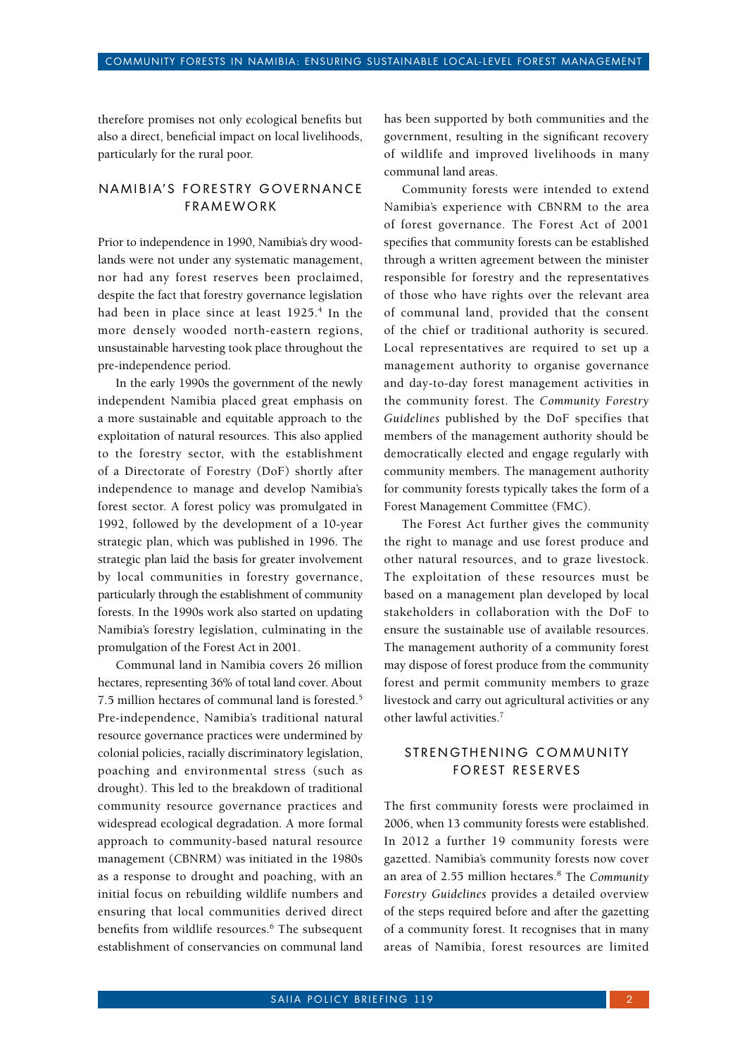therefore promises not only ecological benefits but also a direct, beneficial impact on local livelihoods, particularly for the rural poor.

## NAMIBIA'S FORESTRY GOVERNANCE FRAMEWORK

Prior to independence in 1990, Namibia's dry woodlands were not under any systematic management, nor had any forest reserves been proclaimed, despite the fact that forestry governance legislation had been in place since at least 1925.[4] In the more densely wooded north-eastern regions, unsustainable harvesting took place throughout the pre-independence period.

In the early 1990s the government of the newly independent Namibia placed great emphasis on a more sustainable and equitable approach to the exploitation of natural resources. This also applied to the forestry sector, with the establishment of a Directorate of Forestry (DoF) shortly after independence to manage and develop Namibia's forest sector. A forest policy was promulgated in 1992, followed by the development of a 10-year strategic plan, which was published in 1996. The strategic plan laid the basis for greater involvement by local communities in forestry governance, particularly through the establishment of community forests. In the 1990s work also started on updating Namibia's forestry legislation, culminating in the promulgation of the Forest Act in 2001.

Communal land in Namibia covers 26 million hectares, representing 36% of total land cover. About 7.5 million hectares of communal land is forested.[5] Pre-independence, Namibia's traditional natural resource governance practices were undermined by colonial policies, racially discriminatory legislation, poaching and environmental stress (such as drought). This led to the breakdown of traditional community resource governance practices and widespread ecological degradation. A more formal approach to community-based natural resource management (CBNRM) was initiated in the 1980s as a response to drought and poaching, with an initial focus on rebuilding wildlife numbers and ensuring that local communities derived direct benefits from wildlife resources.[6] The subsequent establishment of conservancies on communal land has been supported by both communities and the government, resulting in the significant recovery of wildlife and improved livelihoods in many communal land areas.

Community forests were intended to extend Namibia's experience with CBNRM to the area of forest governance. The Forest Act of 2001 specifies that community forests can be established through a written agreement between the minister responsible for forestry and the representatives of those who have rights over the relevant area of communal land, provided that the consent of the chief or traditional authority is secured. Local representatives are required to set up a management authority to organise governance and day-to-day forest management activities in the community forest. The *Community Forestry Guidelines* published by the DoF specifies that members of the management authority should be democratically elected and engage regularly with community members. The management authority for community forests typically takes the form of a Forest Management Committee (FMC).

The Forest Act further gives the community the right to manage and use forest produce and other natural resources, and to graze livestock. The exploitation of these resources must be based on a management plan developed by local stakeholders in collaboration with the DoF to ensure the sustainable use of available resources. The management authority of a community forest may dispose of forest produce from the community forest and permit community members to graze livestock and carry out agricultural activities or any other lawful activities.[7]

## STRENGTHENING COMMUNITY FOREST RESERVES

The first community forests were proclaimed in 2006, when 13 community forests were established. In 2012 a further 19 community forests were gazetted. Namibia's community forests now cover an area of 2.55 million hectares.[8] The *Community Forestry Guidelines* provides a detailed overview of the steps required before and after the gazetting of a community forest. It recognises that in many areas of Namibia, forest resources are limited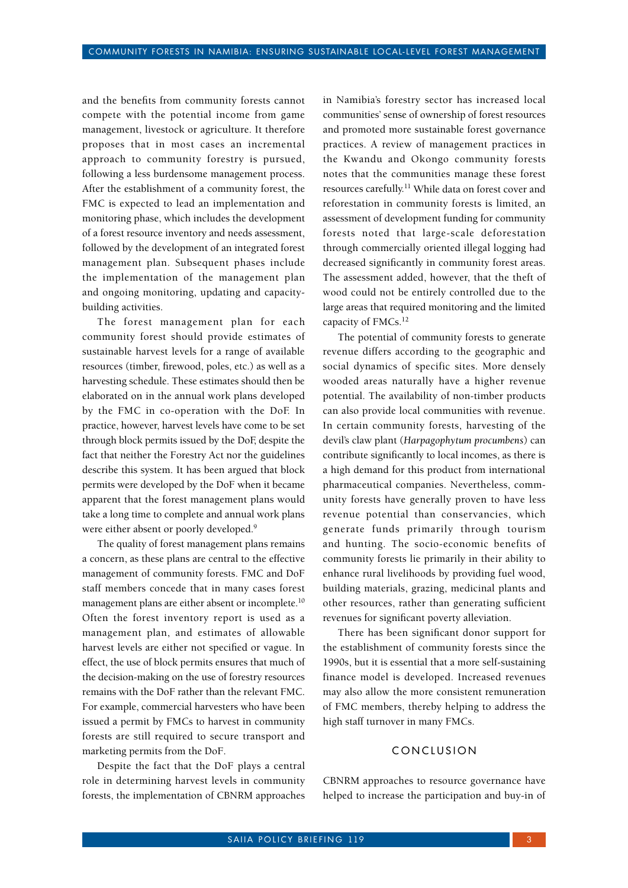and the benefits from community forests cannot compete with the potential income from game management, livestock or agriculture. It therefore proposes that in most cases an incremental approach to community forestry is pursued, following a less burdensome management process. After the establishment of a community forest, the FMC is expected to lead an implementation and monitoring phase, which includes the development of a forest resource inventory and needs assessment, followed by the development of an integrated forest management plan. Subsequent phases include the implementation of the management plan and ongoing monitoring, updating and capacity-building activities.

The forest management plan for each community forest should provide estimates of sustainable harvest levels for a range of available resources (timber, firewood, poles, etc.) as well as a harvesting schedule. These estimates should then be elaborated on in the annual work plans developed by the FMC in co-operation with the DoF. In practice, however, harvest levels have come to be set through block permits issued by the DoF, despite the fact that neither the Forestry Act nor the guidelines describe this system. It has been argued that block permits were developed by the DoF when it became apparent that the forest management plans would take a long time to complete and annual work plans were either absent or poorly developed.[9]

The quality of forest management plans remains a concern, as these plans are central to the effective management of community forests. FMC and DoF staff members concede that in many cases forest management plans are either absent or incomplete.[10] Often the forest inventory report is used as a management plan, and estimates of allowable harvest levels are either not specified or vague. In effect, the use of block permits ensures that much of the decision-making on the use of forestry resources remains with the DoF rather than the relevant FMC. For example, commercial harvesters who have been issued a permit by FMCs to harvest in community forests are still required to secure transport and marketing permits from the DoF.

Despite the fact that the DoF plays a central role in determining harvest levels in community forests, the implementation of CBNRM approaches in Namibia's forestry sector has increased local communities' sense of ownership of forest resources and promoted more sustainable forest governance practices. A review of management practices in the Kwandu and Okongo community forests notes that the communities manage these forest resources carefully.[11] While data on forest cover and reforestation in community forests is limited, an assessment of development funding for community forests noted that large-scale deforestation through commercially oriented illegal logging had decreased significantly in community forest areas. The assessment added, however, that the theft of wood could not be entirely controlled due to the large areas that required monitoring and the limited capacity of FMCs.[12]

The potential of community forests to generate revenue differs according to the geographic and social dynamics of specific sites. More densely wooded areas naturally have a higher revenue potential. The availability of non-timber products can also provide local communities with revenue. In certain community forests, harvesting of the devil's claw plant (*Harpagophytum procumbens*) can contribute significantly to local incomes, as there is a high demand for this product from international pharmaceutical companies. Nevertheless, community forests have generally proven to have less revenue potential than conservancies, which generate funds primarily through tourism and hunting. The socio-economic benefits of community forests lie primarily in their ability to enhance rural livelihoods by providing fuel wood, building materials, grazing, medicinal plants and other resources, rather than generating sufficient revenues for significant poverty alleviation.

There has been significant donor support for the establishment of community forests since the 1990s, but it is essential that a more self-sustaining finance model is developed. Increased revenues may also allow the more consistent remuneration of FMC members, thereby helping to address the high staff turnover in many FMCs.

## CONCLUSION

CBNRM approaches to resource governance have helped to increase the participation and buy-in of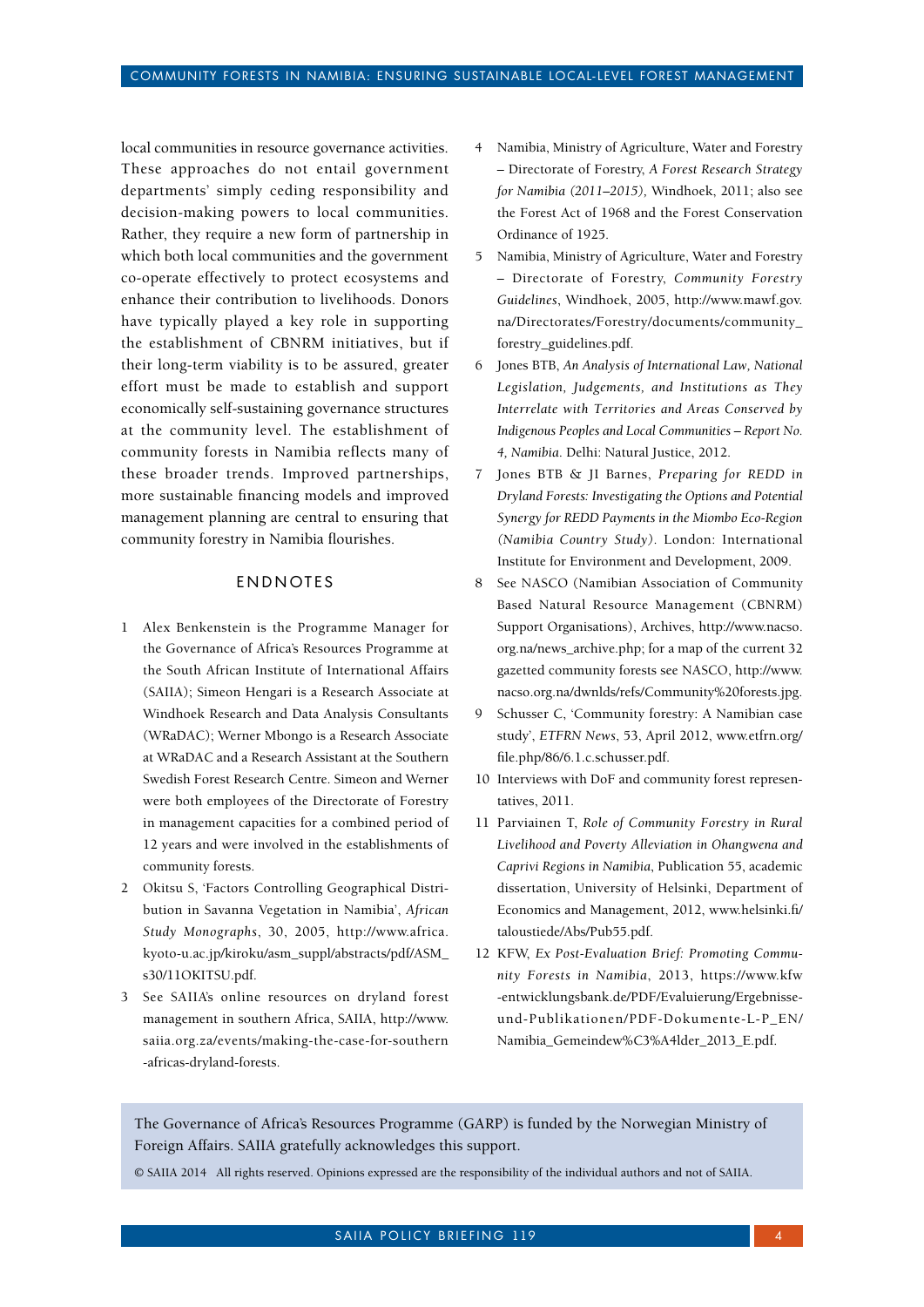local communities in resource governance activities. These approaches do not entail government departments' simply ceding responsibility and decision-making powers to local communities. Rather, they require a new form of partnership in which both local communities and the government co-operate effectively to protect ecosystems and enhance their contribution to livelihoods. Donors have typically played a key role in supporting the establishment of CBNRM initiatives, but if their long-term viability is to be assured, greater effort must be made to establish and support economically self-sustaining governance structures at the community level. The establishment of community forests in Namibia reflects many of these broader trends. Improved partnerships, more sustainable financing models and improved management planning are central to ensuring that community forestry in Namibia flourishes.

## ENDNOTES

1. Alex Benkenstein is the Programme Manager for the Governance of Africa's Resources Programme at the South African Institute of International Affairs (SAIIA); Simeon Hengari is a Research Associate at Windhoek Research and Data Analysis Consultants (WRaDAC); Werner Mbongo is a Research Associate at WRaDAC and a Research Assistant at the Southern Swedish Forest Research Centre. Simeon and Werner were both employees of the Directorate of Forestry in management capacities for a combined period of 12 years and were involved in the establishments of community forests.
2. Okitsu S, 'Factors Controlling Geographical Distribution in Savanna Vegetation in Namibia', *African Study Monographs*, 30, 2005, http://www.africa.kyoto-u.ac.jp/kiroku/asm_suppl/abstracts/pdf/ASM_s30/11OKITSU.pdf.
3. See SAIIA's online resources on dryland forest management in southern Africa, SAIIA, http://www.saiia.org.za/events/making-the-case-for-southern-africas-dryland-forests.
4. Namibia, Ministry of Agriculture, Water and Forestry – Directorate of Forestry, *A Forest Research Strategy for Namibia (2011–2015),* Windhoek, 2011; also see the Forest Act of 1968 and the Forest Conservation Ordinance of 1925.
5. Namibia, Ministry of Agriculture, Water and Forestry – Directorate of Forestry, *Community Forestry Guidelines*, Windhoek, 2005, http://www.mawf.gov.na/Directorates/Forestry/documents/community_forestry_guidelines.pdf.
6. Jones BTB, *An Analysis of International Law, National Legislation, Judgements, and Institutions as They Interrelate with Territories and Areas Conserved by Indigenous Peoples and Local Communities – Report No. 4, Namibia*. Delhi: Natural Justice, 2012.
7. Jones BTB & JI Barnes, *Preparing for REDD in Dryland Forests: Investigating the Options and Potential Synergy for REDD Payments in the Miombo Eco-Region (Namibia Country Study)*. London: International Institute for Environment and Development, 2009.
8. See NASCO (Namibian Association of Community Based Natural Resource Management (CBNRM) Support Organisations), Archives, http://www.nacso.org.na/news_archive.php; for a map of the current 32 gazetted community forests see NASCO, http://www.nacso.org.na/dwnlds/refs/Community%20forests.jpg.
9. Schusser C, 'Community forestry: A Namibian case study', *ETFRN News*, 53, April 2012, www.etfrn.org/file.php/86/6.1.c.schusser.pdf.
10. Interviews with DoF and community forest representatives, 2011.
11. Parviainen T, *Role of Community Forestry in Rural Livelihood and Poverty Alleviation in Ohangwena and Caprivi Regions in Namibia*, Publication 55, academic dissertation, University of Helsinki, Department of Economics and Management, 2012, www.helsinki.fi/taloustiede/Abs/Pub55.pdf.
12. KFW, *Ex Post-Evaluation Brief: Promoting Community Forests in Namibia*, 2013, https://www.kfw-entwicklungsbank.de/PDF/Evaluierung/Ergebnisse-und-Publikationen/PDF-Dokumente-L-P_EN/Namibia_Gemeindew%C3%A4lder_2013_E.pdf.

The Governance of Africa's Resources Programme (GARP) is funded by the Norwegian Ministry of Foreign Affairs. SAIIA gratefully acknowledges this support.

© SAIIA 2014 All rights reserved. Opinions expressed are the responsibility of the individual authors and not of SAIIA.